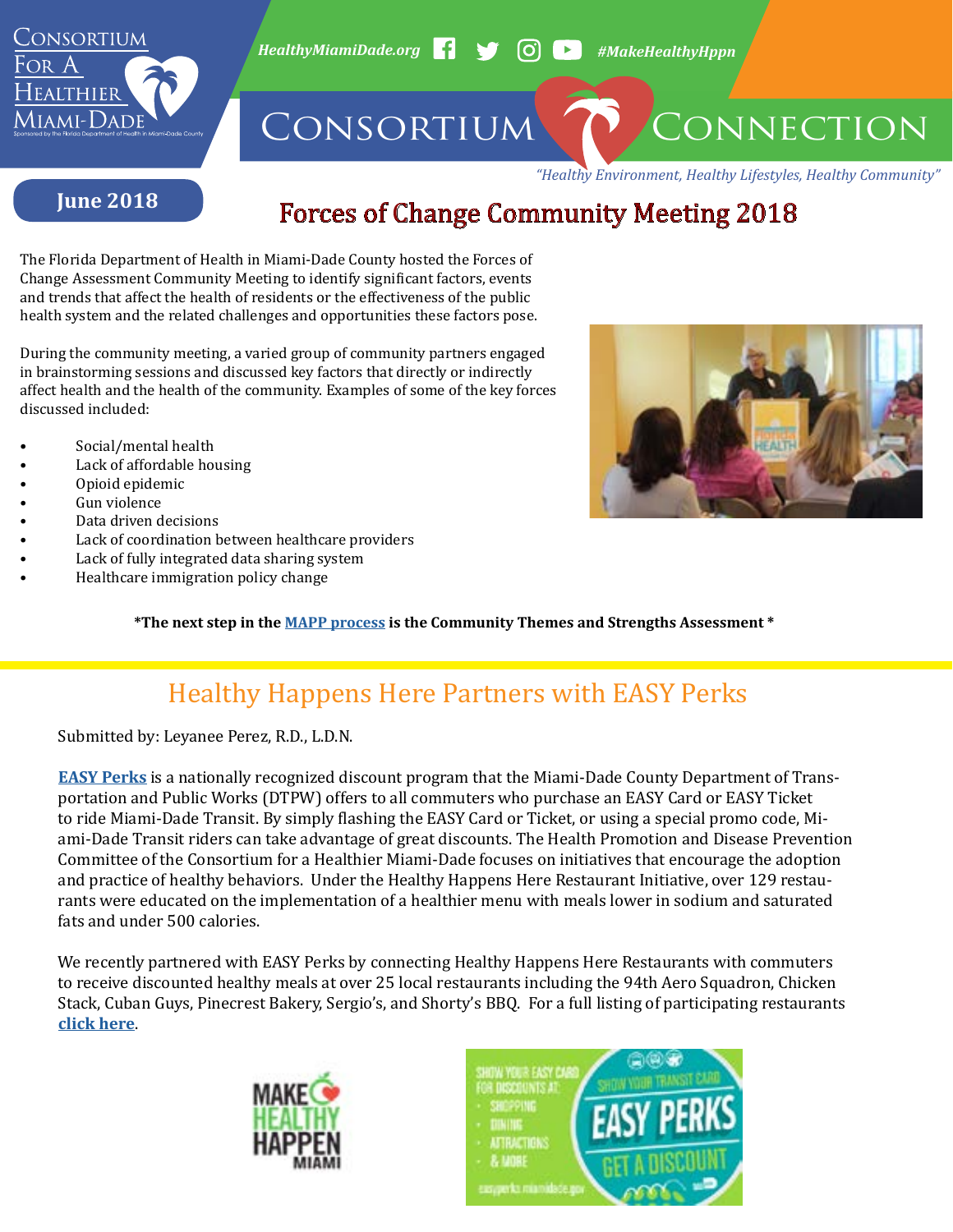Consortium For A Healthier Miami-Dade

Sponsored by the Florida Department of Health in Miami-Dade County

*HealthyMiamiDade.org* *#MakeHealthyHppn*

# Consortium Connection

*"Healthy Environment, Healthy Lifestyles, Healthy Community"*

**June 2018**

## Forces of Change Community Meeting 2018

The Florida Department of Health in Miami-Dade County hosted the Forces of Change Assessment Community Meeting to identify significant factors, events and trends that affect the health of residents or the effectiveness of the public health system and the related challenges and opportunities these factors pose.

During the community meeting, a varied group of community partners engaged in brainstorming sessions and discussed key factors that directly or indirectly affect health and the health of the community. Examples of some of the key forces discussed included:

- Social/mental health
- Lack of affordable housing
- Opioid epidemic
- Gun violence
- Data driven decisions
- Lack of coordination between healthcare providers
- Lack of fully integrated data sharing system
- Healthcare immigration policy change

**\*The next step in the MAPP process is the Community Themes and Strengths Assessment \***

## Healthy Happens Here Partners with EASY Perks

Submitted by: Leyanee Perez, R.D., L.D.N.

**EASY Perks** is a nationally recognized discount program that the Miami-Dade County Department of Transportation and Public Works (DTPW) offers to all commuters who purchase an EASY Card or EASY Ticket to ride Miami-Dade Transit. By simply flashing the EASY Card or Ticket, or using a special promo code, Miami-Dade Transit riders can take advantage of great discounts. The Health Promotion and Disease Prevention Committee of the Consortium for a Healthier Miami-Dade focuses on initiatives that encourage the adoption and practice of healthy behaviors. Under the Healthy Happens Here Restaurant Initiative, over 129 restaurants were educated on the implementation of a healthier menu with meals lower in sodium and saturated fats and under 500 calories.

We recently partnered with EASY Perks by connecting Healthy Happens Here Restaurants with commuters to receive discounted healthy meals at over 25 local restaurants including the 94th Aero Squadron, Chicken Stack, Cuban Guys, Pinecrest Bakery, Sergio's, and Shorty's BBQ. For a full listing of participating restaurants **click here**.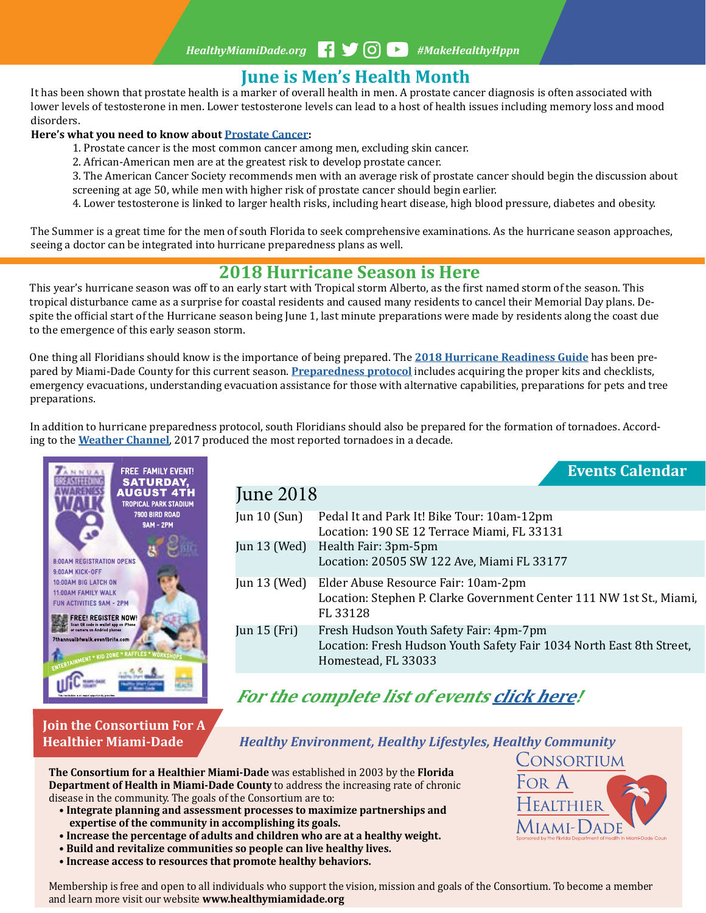## June is Men's Health Month

It has been shown that prostate health is a marker of overall health in men. A prostate cancer diagnosis is often associated with lower levels of testosterone in men. Lower testosterone levels can lead to a host of health issues including memory loss and mood disorders.

**Here's what you need to know about Prostate Cancer:**

1. Prostate cancer is the most common cancer among men, excluding skin cancer.
2. African-American men are at the greatest risk to develop prostate cancer.
3. The American Cancer Society recommends men with an average risk of prostate cancer should begin the discussion about screening at age 50, while men with higher risk of prostate cancer should begin earlier.
4. Lower testosterone is linked to larger health risks, including heart disease, high blood pressure, diabetes and obesity.

The Summer is a great time for the men of south Florida to seek comprehensive examinations. As the hurricane season approaches, seeing a doctor can be integrated into hurricane preparedness plans as well.

## 2018 Hurricane Season is Here

This year's hurricane season was off to an early start with Tropical storm Alberto, as the first named storm of the season. This tropical disturbance came as a surprise for coastal residents and caused many residents to cancel their Memorial Day plans. Despite the official start of the Hurricane season being June 1, last minute preparations were made by residents along the coast due to the emergence of this early season storm.

One thing all Floridians should know is the importance of being prepared. The **2018 Hurricane Readiness Guide** has been prepared by Miami-Dade County for this current season. **Preparedness protocol** includes acquiring the proper kits and checklists, emergency evacuations, understanding evacuation assistance for those with alternative capabilities, preparations for pets and tree preparations.

In addition to hurricane preparedness protocol, south Floridians should also be prepared for the formation of tornadoes. According to the **Weather Channel**, 2017 produced the most reported tornadoes in a decade.

7 Annual Breastfeeding Awareness Walk
FREE FAMILY EVENT!
SATURDAY, AUGUST 4TH
TROPICAL PARK STADIUM
7900 BIRD ROAD
9AM - 2PM

8:00AM REGISTRATION OPENS
9:00AM KICK-OFF
10:00AM BIG LATCH ON
11:00AM FAMILY WALK
FUN ACTIVITIES 9AM - 2PM

FREE! REGISTER NOW!
7thannualbfwalk.eventbrite.com
ENTERTAINMENT * KID ZONE * RAFFLES * WORKSHOPS

## Events Calendar

### June 2018

| | |
|---|---|
| Jun 10 (Sun) | Pedal It and Park It! Bike Tour: 10am-12pm<br>Location: 190 SE 12 Terrace Miami, FL 33131 |
| Jun 13 (Wed) | Health Fair: 3pm-5pm<br>Location: 20505 SW 122 Ave, Miami FL 33177 |
| Jun 13 (Wed) | Elder Abuse Resource Fair: 10am-2pm<br>Location: Stephen P. Clarke Government Center 111 NW 1st St., Miami, FL 33128 |
| Jun 15 (Fri) | Fresh Hudson Youth Safety Fair: 4pm-7pm<br>Location: Fresh Hudson Youth Safety Fair 1034 North East 8th Street, Homestead, FL 33033 |

***For the complete list of events click here!***

## Join the Consortium For A Healthier Miami-Dade

***Healthy Environment, Healthy Lifestyles, Healthy Community***

**The Consortium for a Healthier Miami-Dade** was established in 2003 by the **Florida Department of Health in Miami-Dade County** to address the increasing rate of chronic disease in the community. The goals of the Consortium are to:

- **Integrate planning and assessment processes to maximize partnerships and expertise of the community in accomplishing its goals.**
- **Increase the percentage of adults and children who are at a healthy weight.**
- **Build and revitalize communities so people can live healthy lives.**
- **Increase access to resources that promote healthy behaviors.**

Membership is free and open to all individuals who support the vision, mission and goals of the Consortium. To become a member and learn more visit our website **www.healthymiamidade.org**